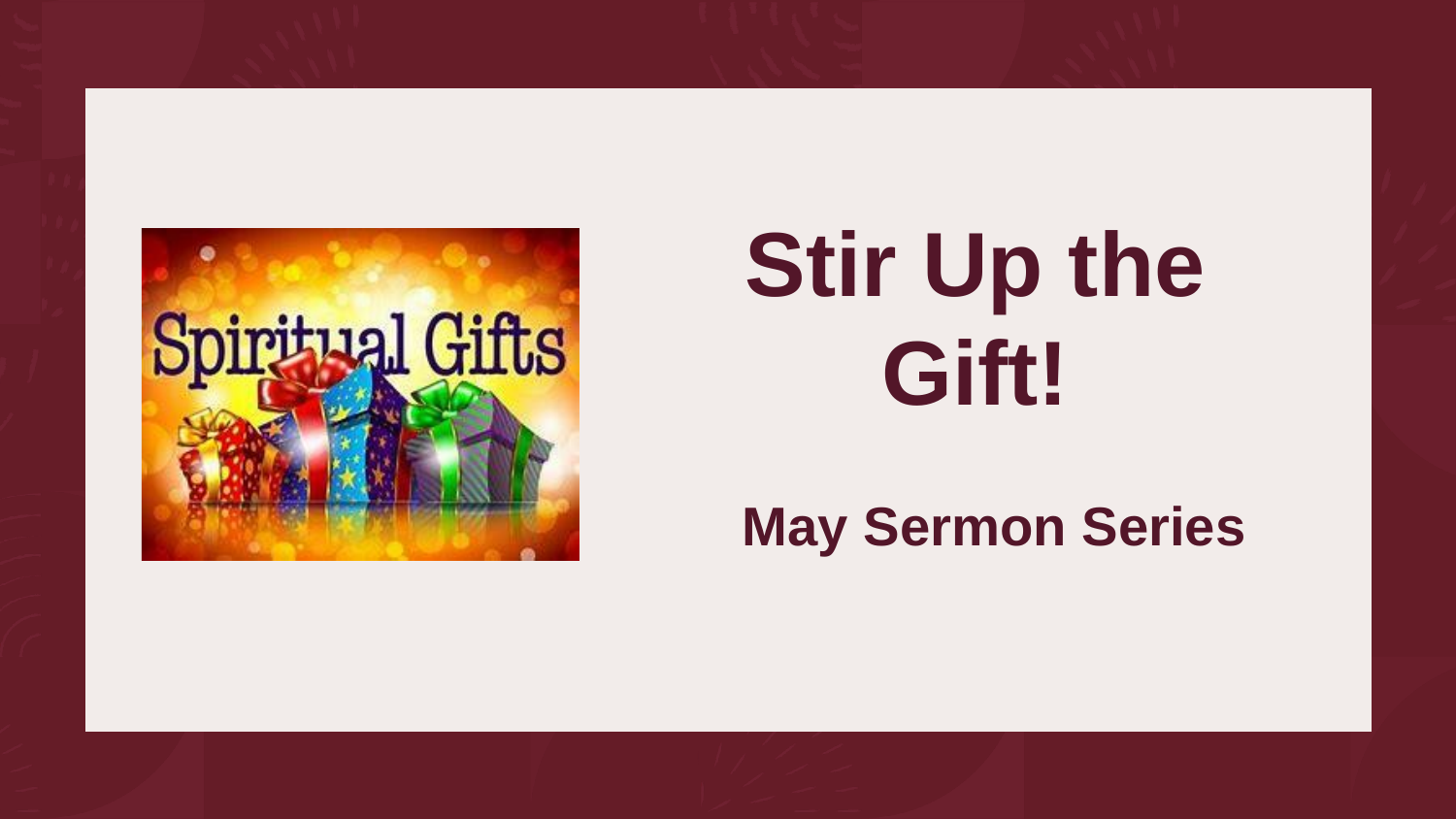# Stir Up the Gift!

## May Sermon Series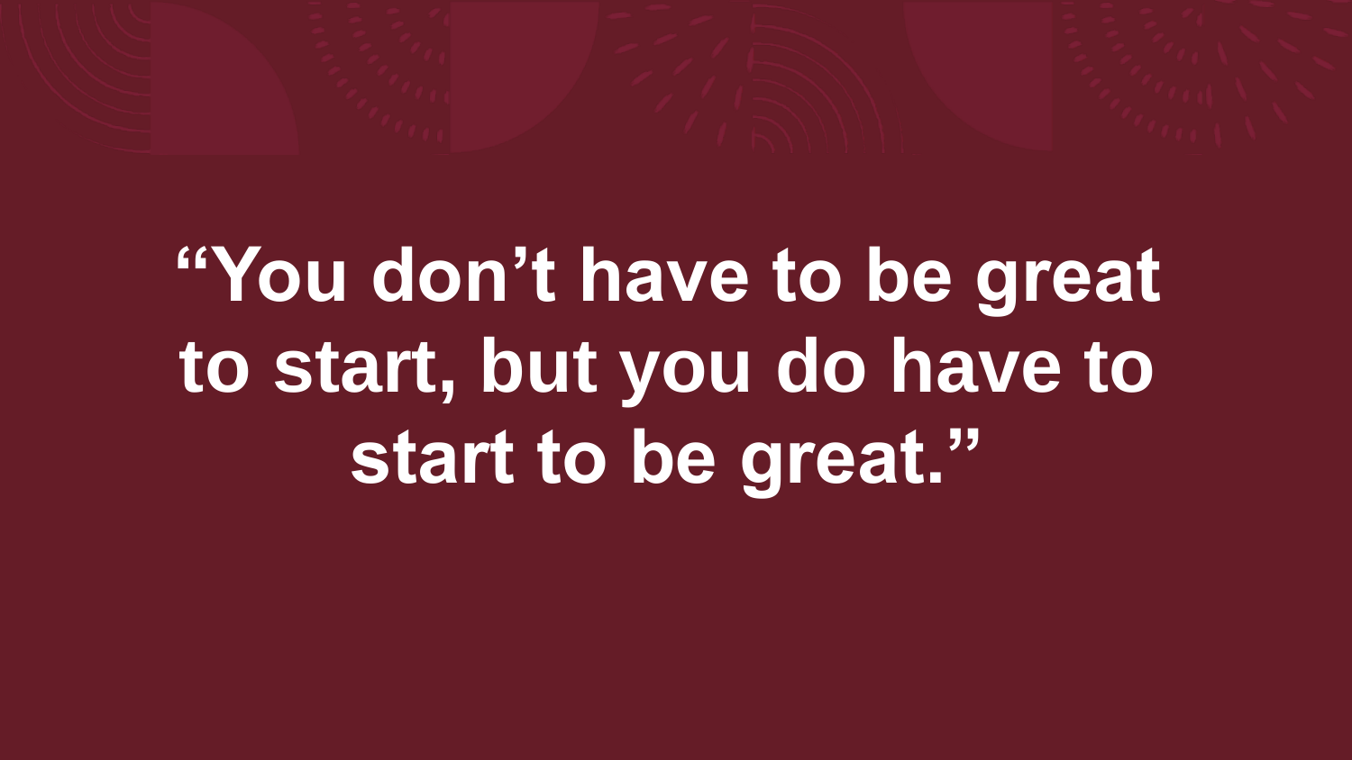**“You don’t have to be great to start, but you do have to start to be great.”**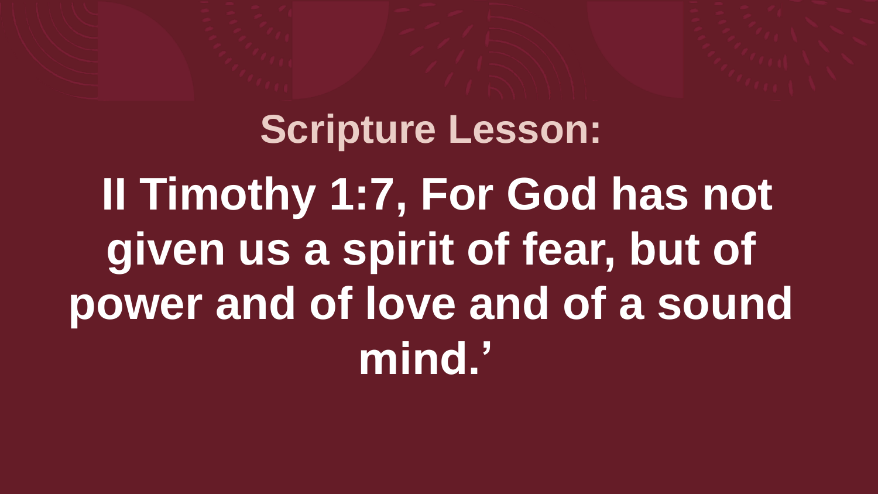## Scripture Lesson:

# II Timothy 1:7, For God has not given us a spirit of fear, but of power and of love and of a sound mind.’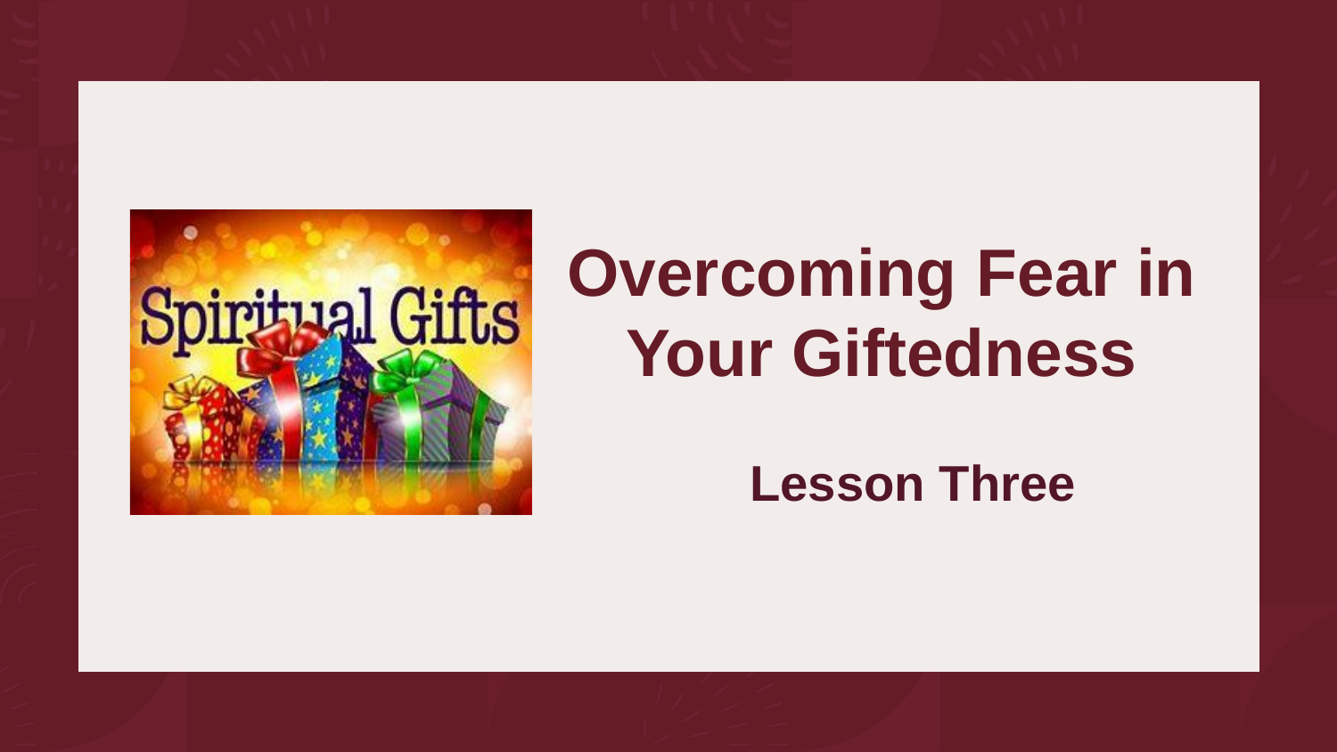# Overcoming Fear in Your Giftedness

## Lesson Three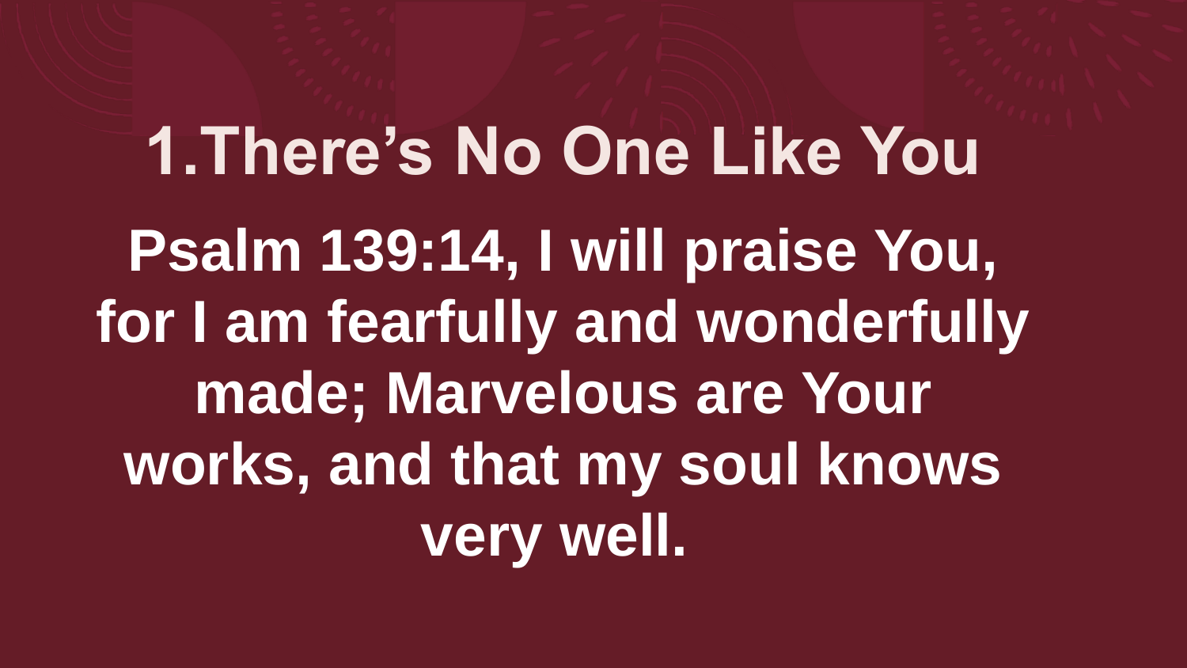# 1.There's No One Like You

**Psalm 139:14, I will praise You, for I am fearfully and wonderfully made; Marvelous are Your works, and that my soul knows very well.**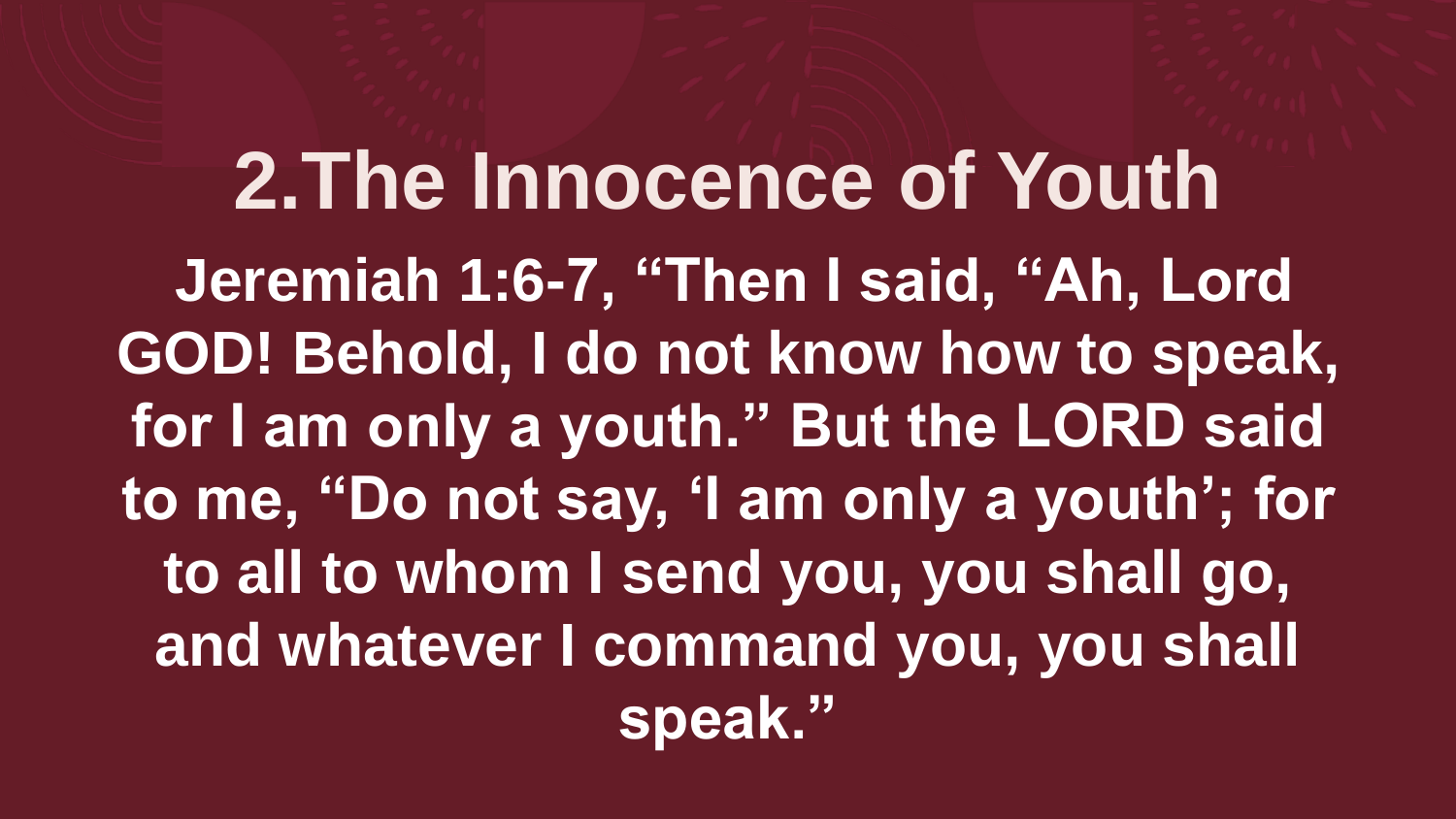# 2.The Innocence of Youth

**Jeremiah 1:6-7, "Then I said, "Ah, Lord GOD! Behold, I do not know how to speak, for I am only a youth." But the LORD said to me, "Do not say, 'I am only a youth'; for to all to whom I send you, you shall go, and whatever I command you, you shall speak."**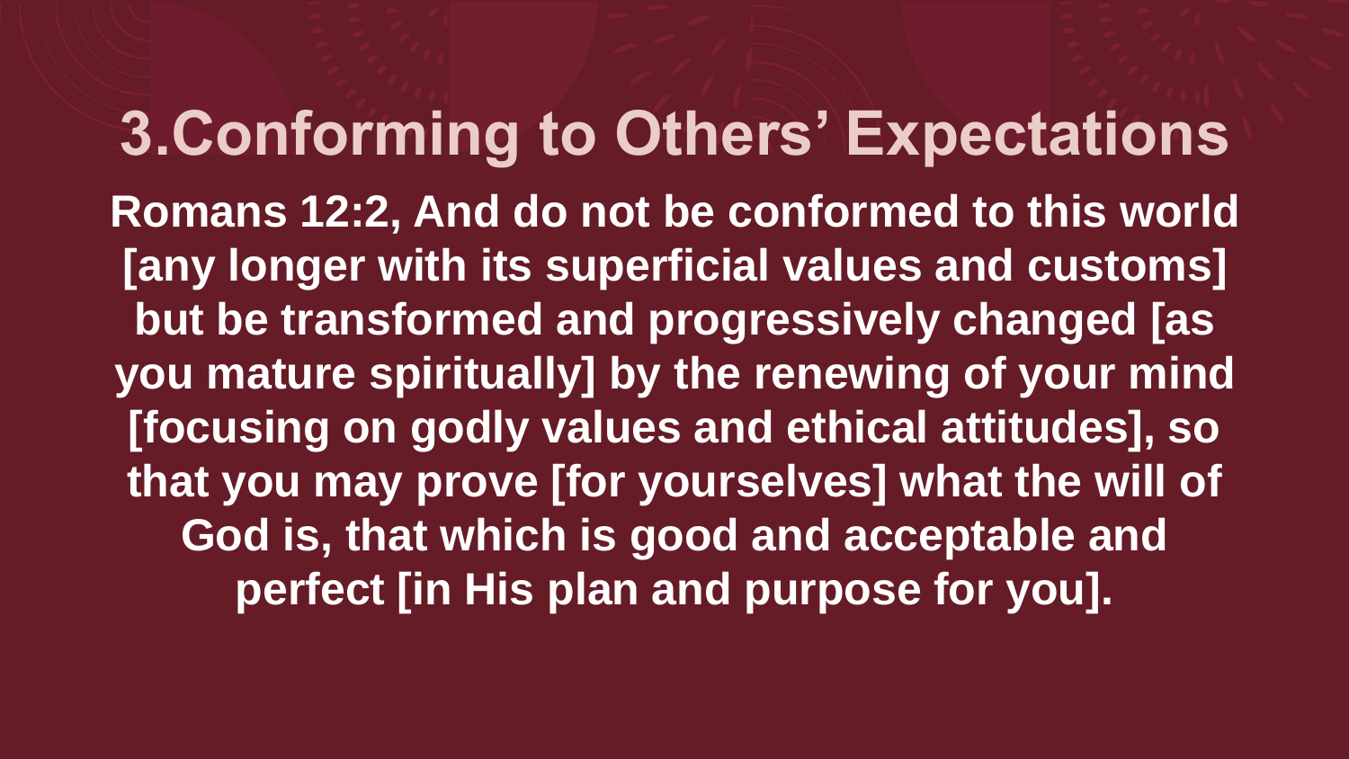# 3.Conforming to Others' Expectations

**Romans 12:2, And do not be conformed to this world [any longer with its superficial values and customs] but be transformed and progressively changed [as you mature spiritually] by the renewing of your mind [focusing on godly values and ethical attitudes], so that you may prove [for yourselves] what the will of God is, that which is good and acceptable and perfect [in His plan and purpose for you].**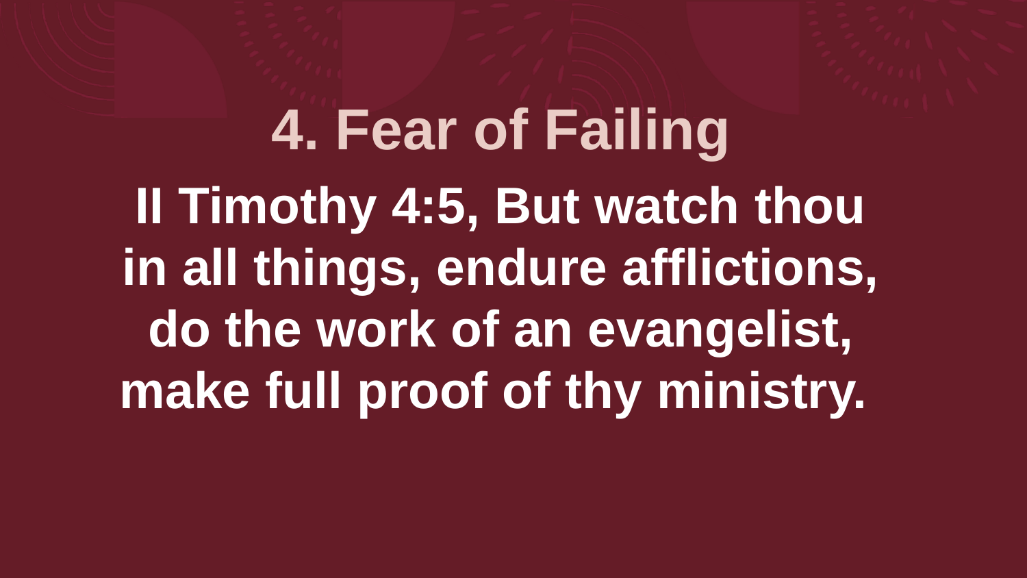# 4. Fear of Failing

**II Timothy 4:5, But watch thou in all things, endure afflictions, do the work of an evangelist, make full proof of thy ministry.**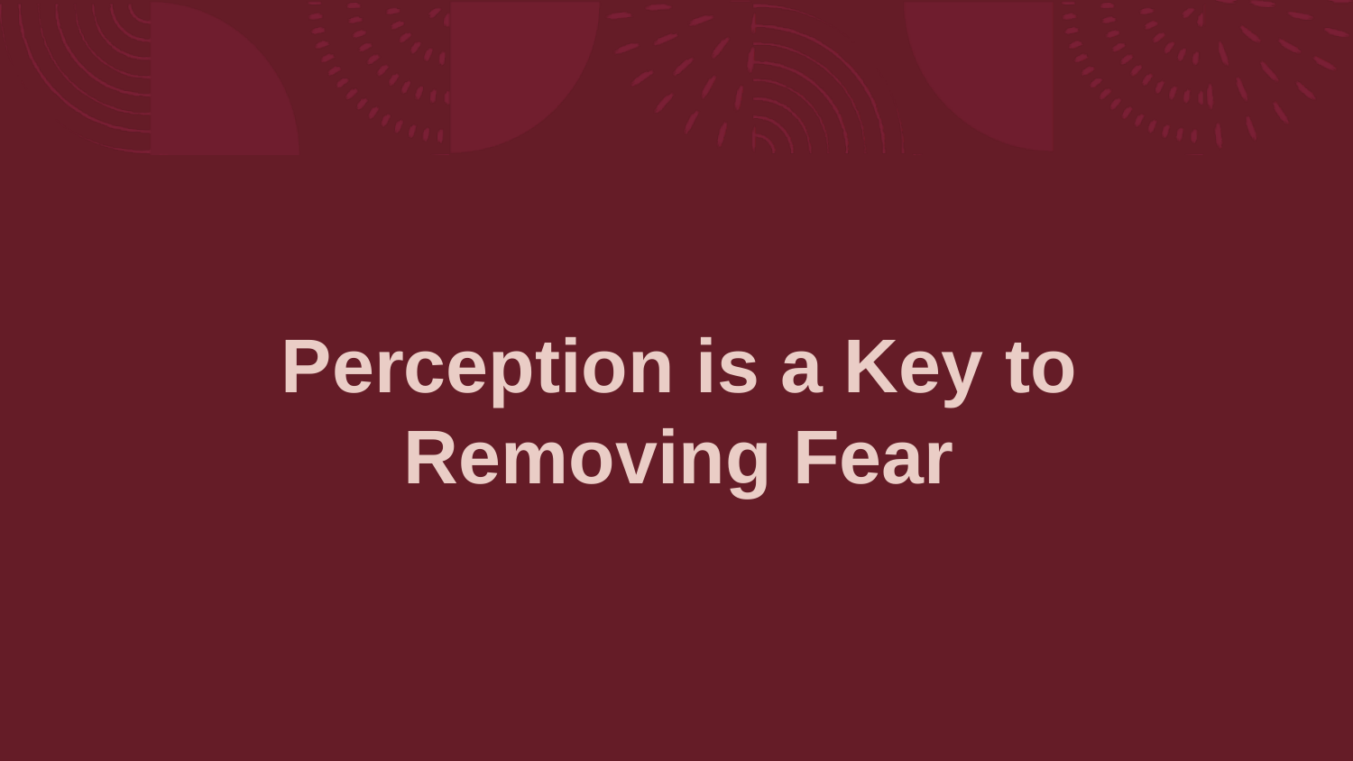# Perception is a Key to Removing Fear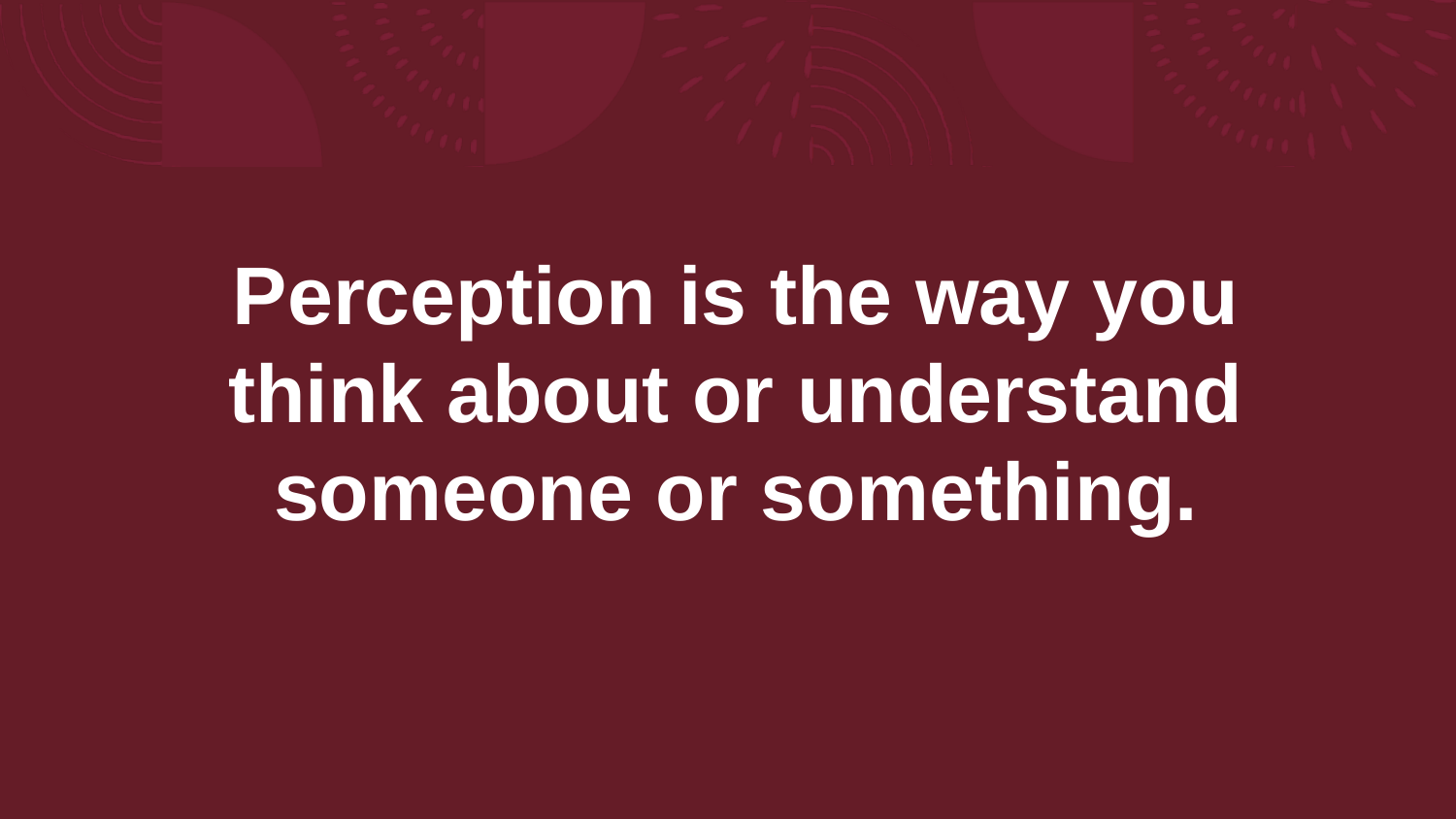**Perception is the way you think about or understand someone or something.**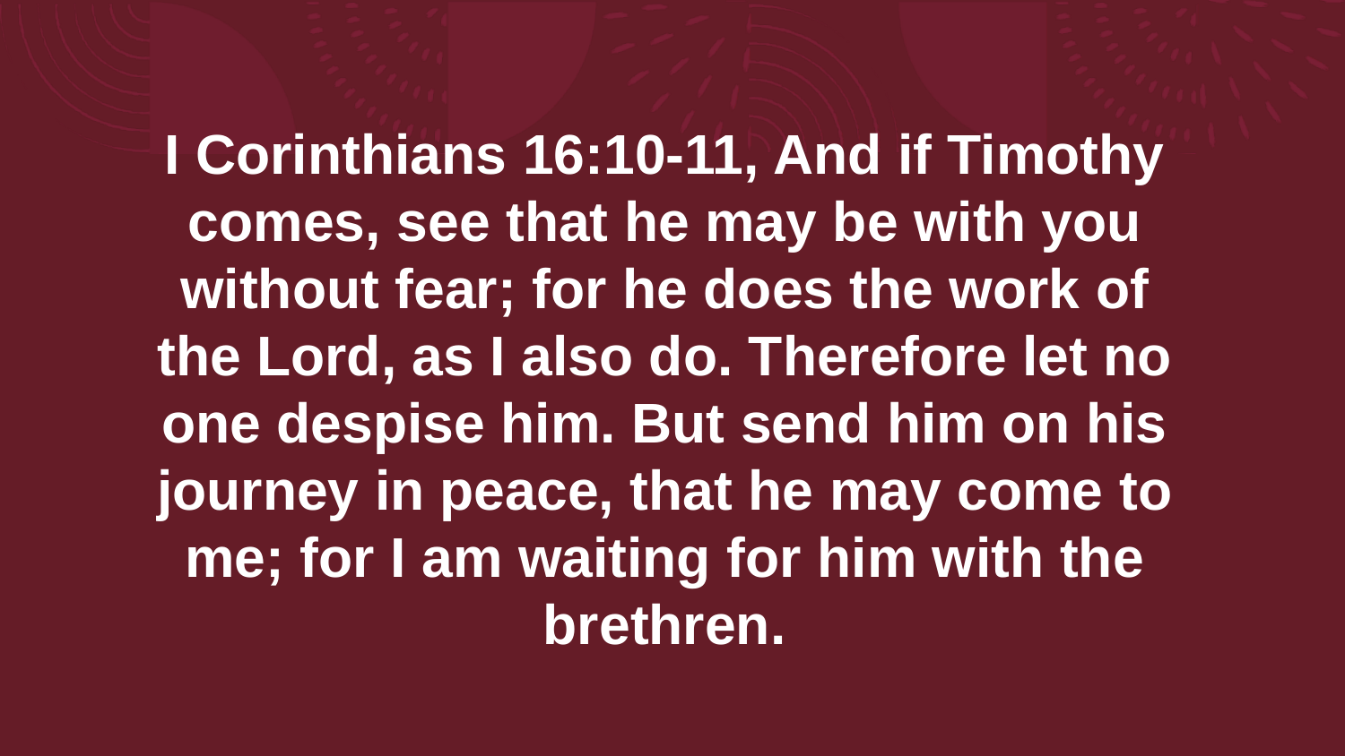**I Corinthians 16:10-11, And if Timothy comes, see that he may be with you without fear; for he does the work of the Lord, as I also do. Therefore let no one despise him. But send him on his journey in peace, that he may come to me; for I am waiting for him with the brethren.**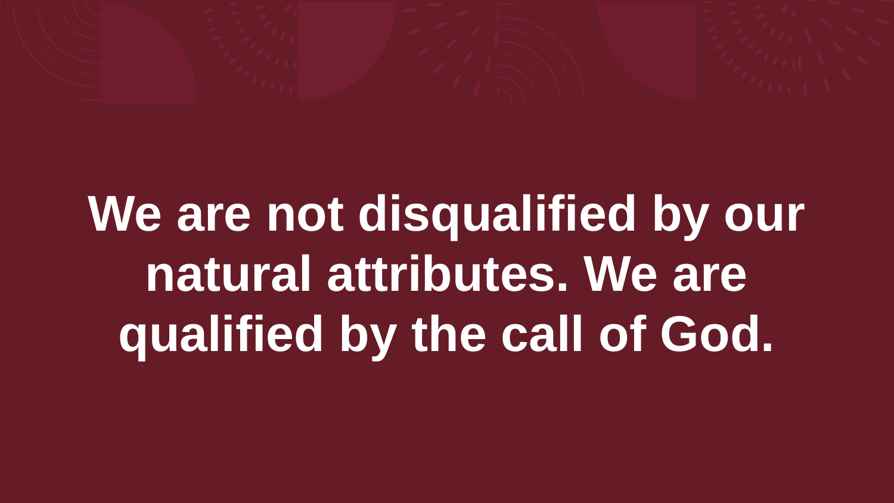**We are not disqualified by our natural attributes. We are qualified by the call of God.**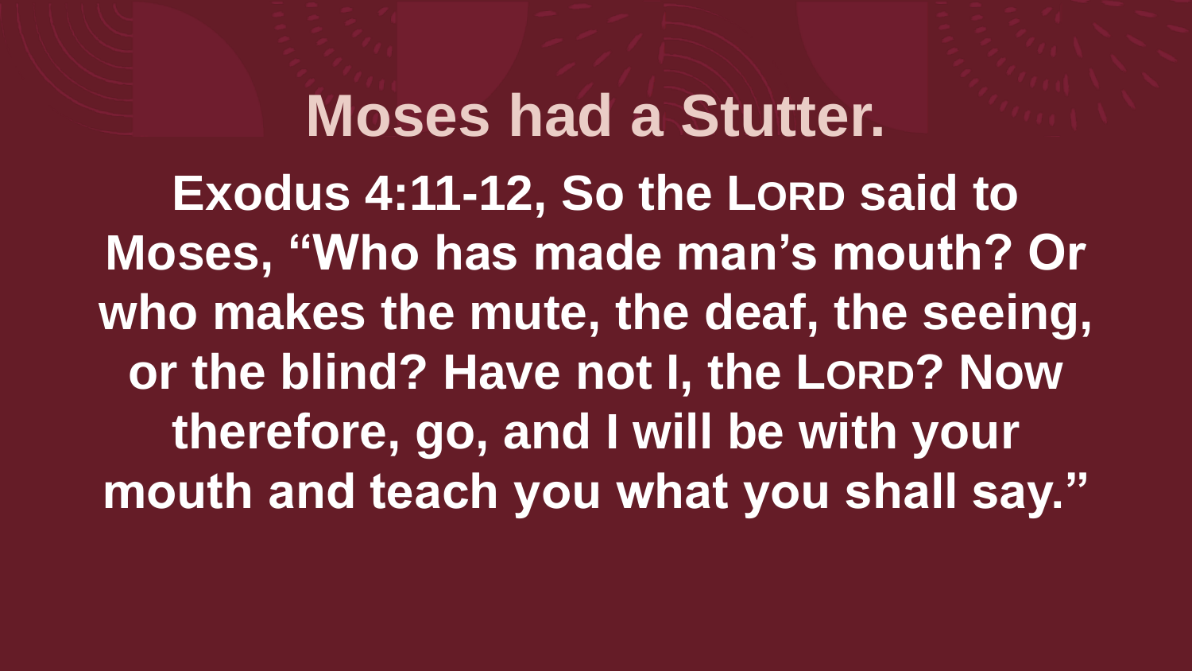# Moses had a Stutter.

**Exodus 4:11-12, So the LORD said to Moses, “Who has made man’s mouth? Or who makes the mute, the deaf, the seeing, or the blind? Have not I, the LORD? Now therefore, go, and I will be with your mouth and teach you what you shall say.”**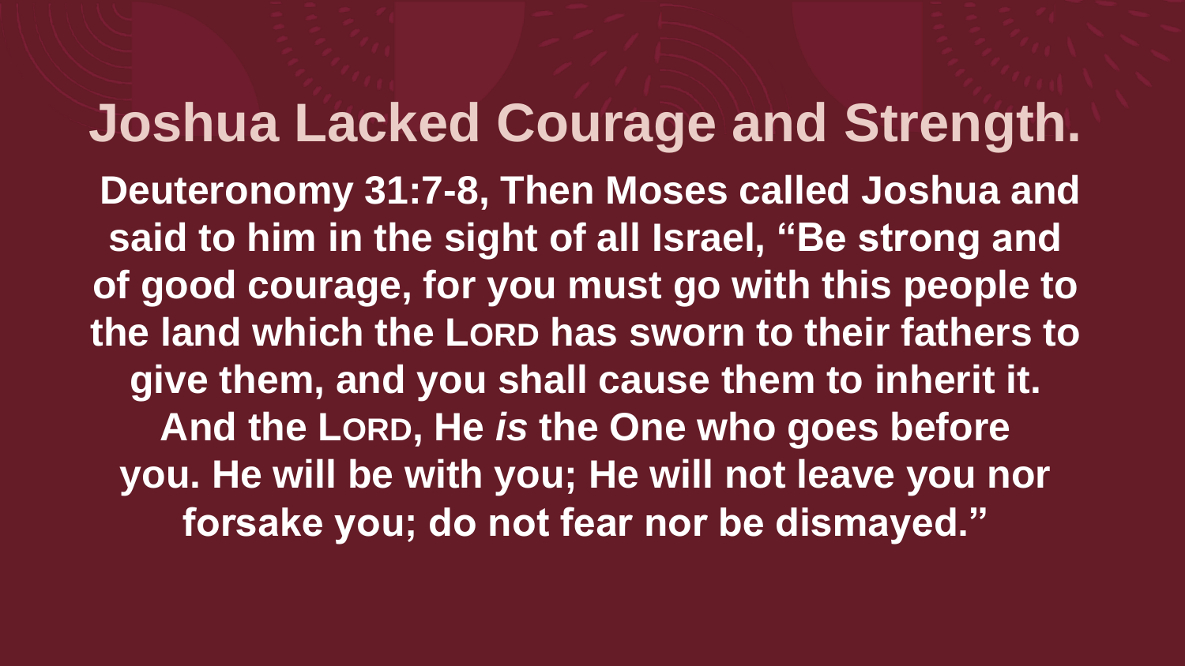# Joshua Lacked Courage and Strength.

**Deuteronomy 31:7-8, Then Moses called Joshua and said to him in the sight of all Israel, "Be strong and of good courage, for you must go with this people to the land which the LORD has sworn to their fathers to give them, and you shall cause them to inherit it. And the LORD, He *is* the One who goes before you. He will be with you; He will not leave you nor forsake you; do not fear nor be dismayed."**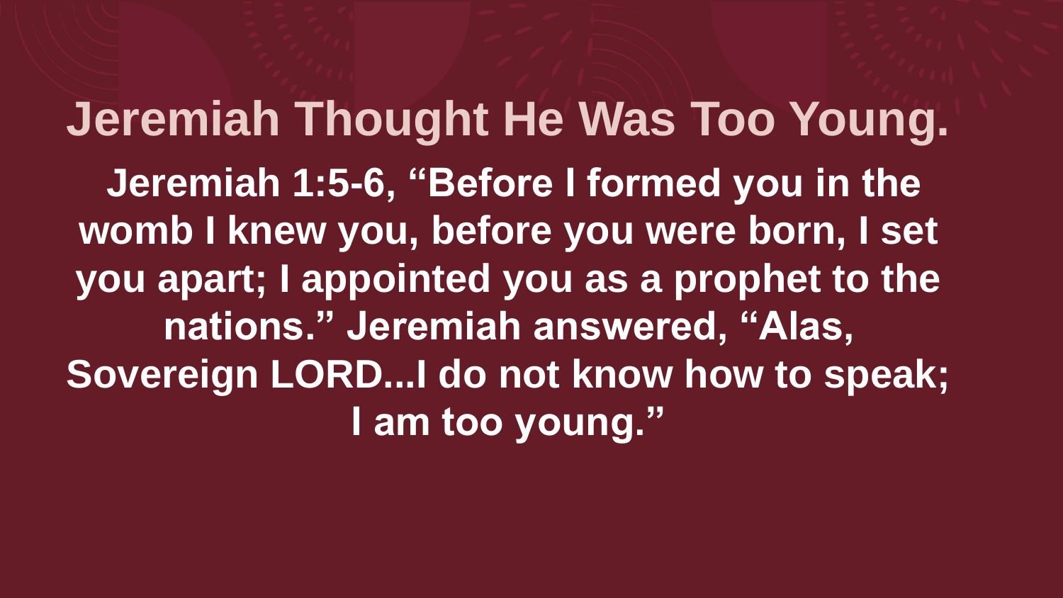# Jeremiah Thought He Was Too Young.

**Jeremiah 1:5-6, "Before I formed you in the womb I knew you, before you were born, I set you apart; I appointed you as a prophet to the nations." Jeremiah answered, "Alas, Sovereign LORD...I do not know how to speak; I am too young."**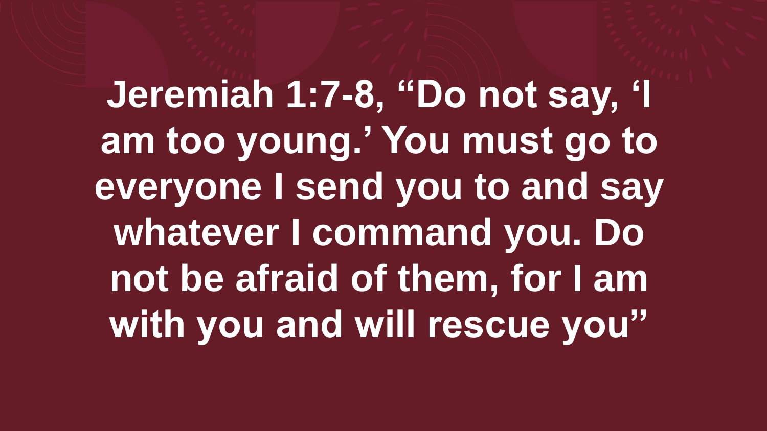**Jeremiah 1:7-8, “Do not say, ‘I am too young.’ You must go to everyone I send you to and say whatever I command you. Do not be afraid of them, for I am with you and will rescue you”**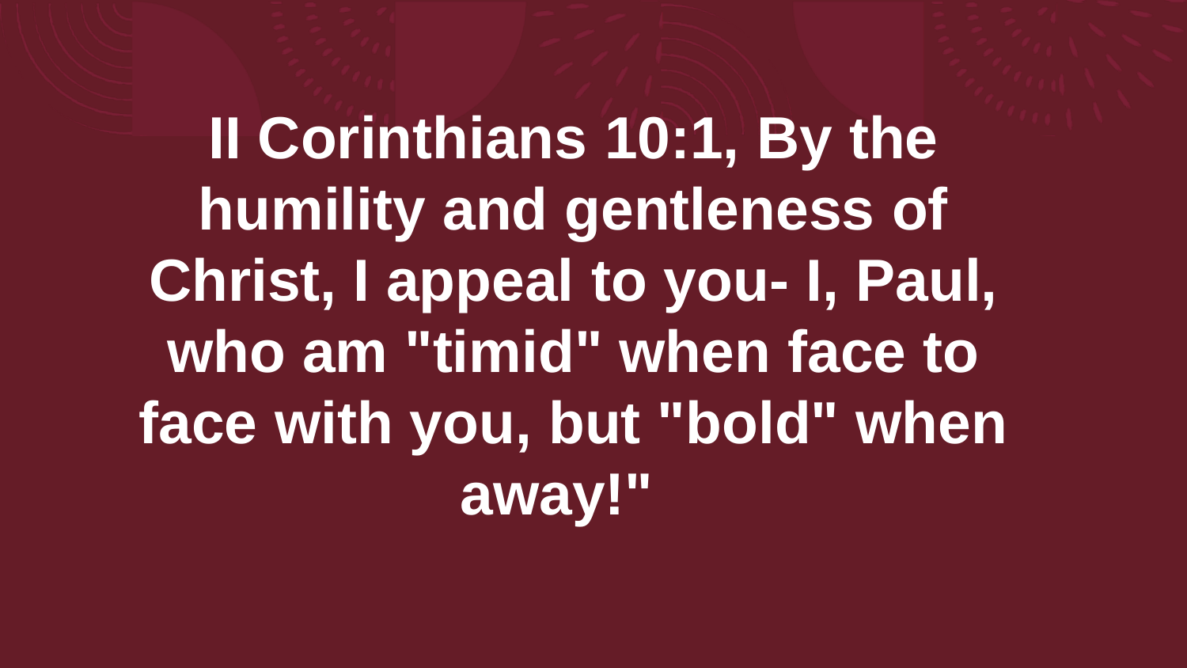**II Corinthians 10:1, By the humility and gentleness of Christ, I appeal to you- I, Paul, who am "timid" when face to face with you, but "bold" when away!"**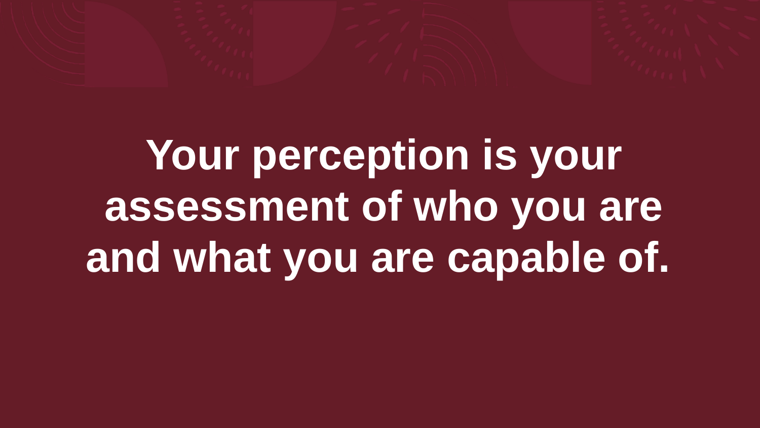**Your perception is your assessment of who you are and what you are capable of.**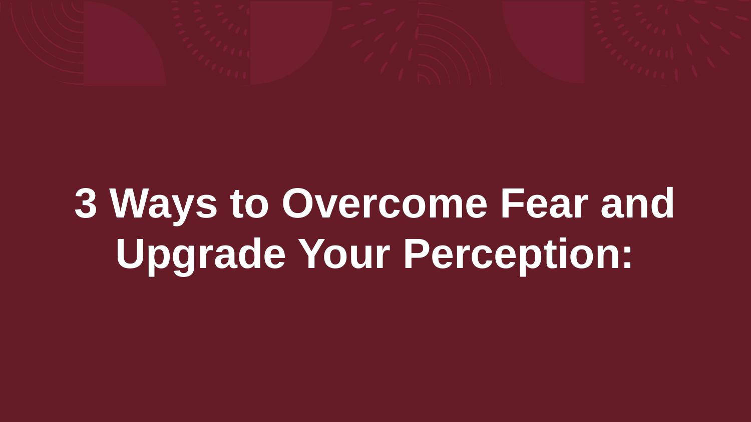# 3 Ways to Overcome Fear and Upgrade Your Perception: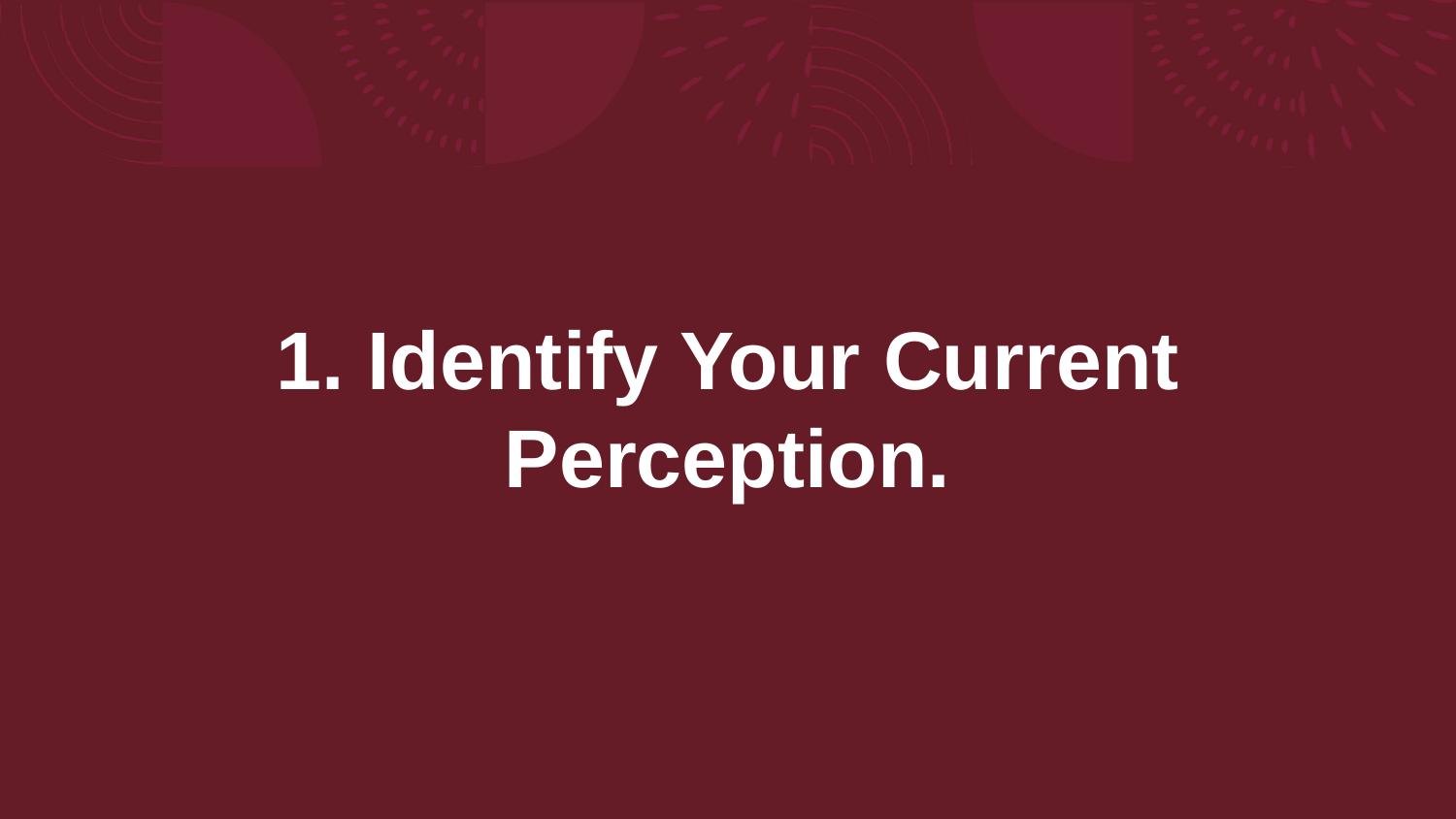# 1. Identify Your Current Perception.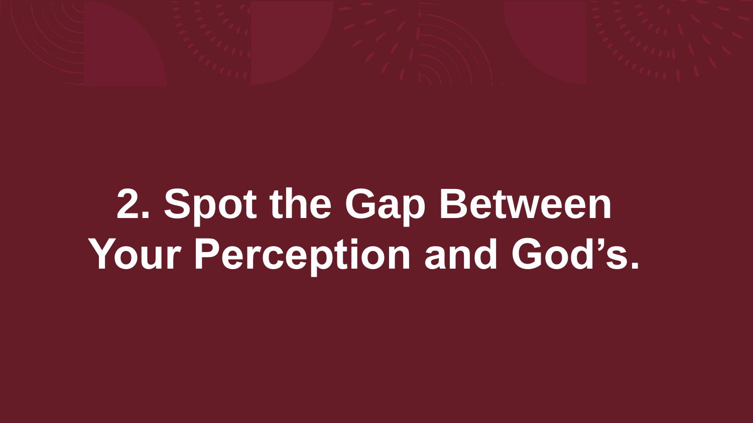# 2. Spot the Gap Between Your Perception and God’s.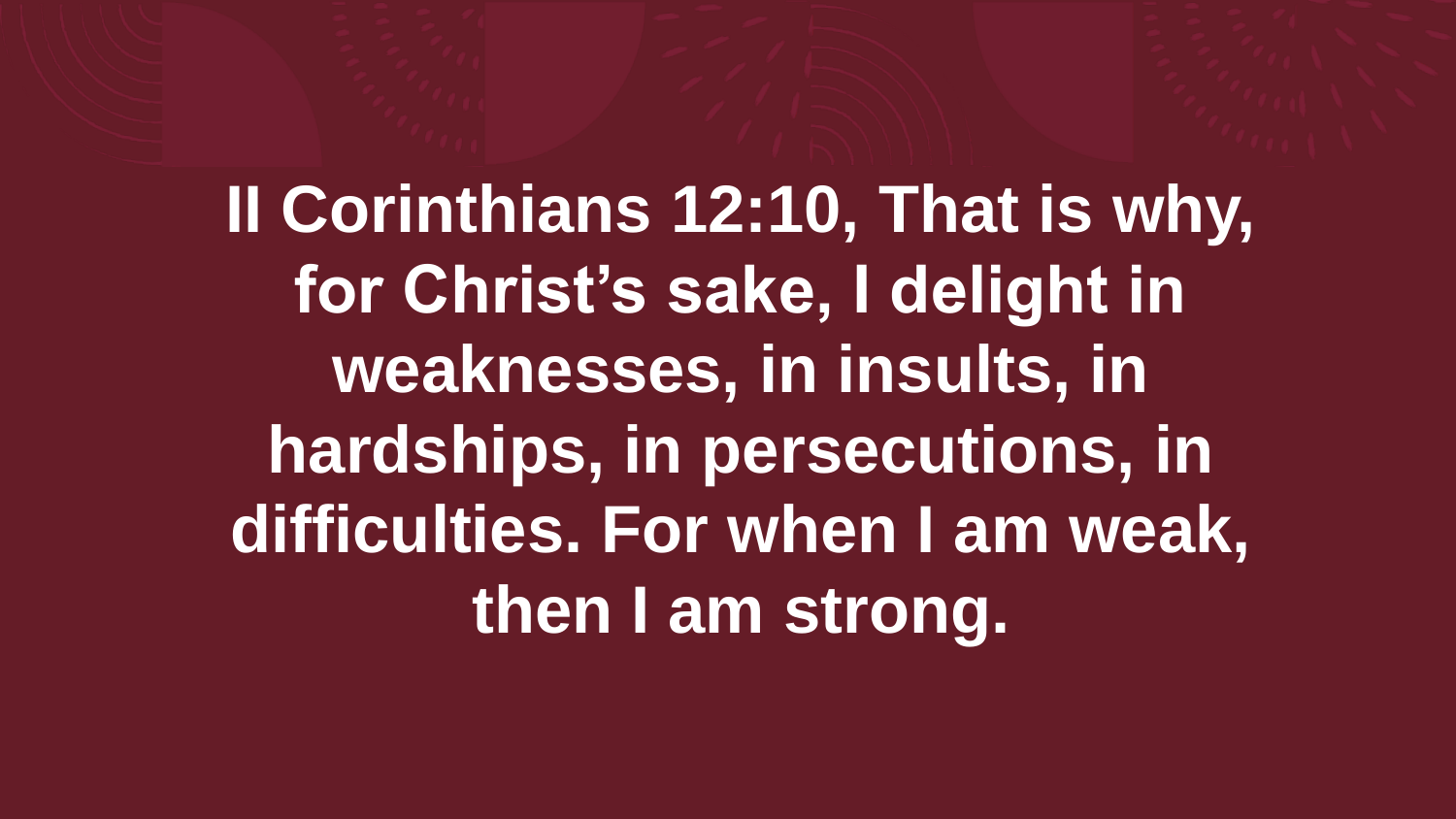**II Corinthians 12:10, That is why, for Christ’s sake, I delight in weaknesses, in insults, in hardships, in persecutions, in difficulties. For when I am weak, then I am strong.**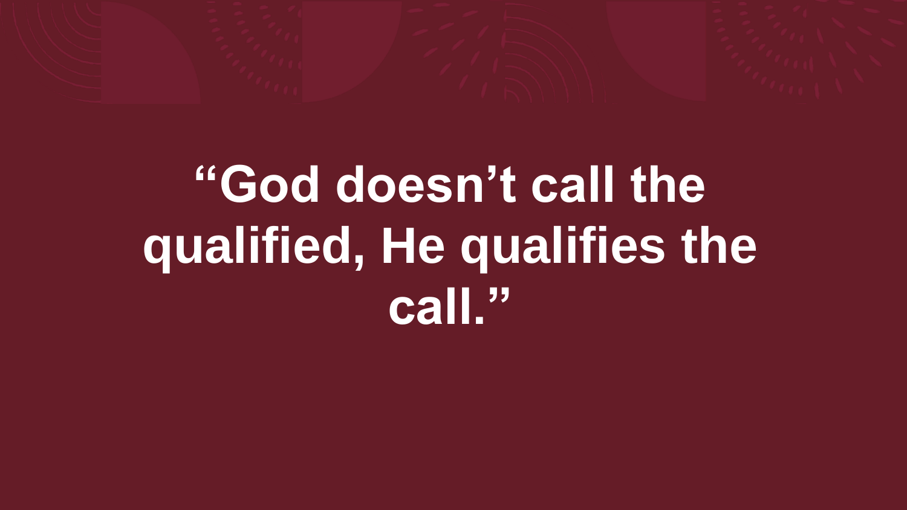**“God doesn’t call the qualified, He qualifies the call.”**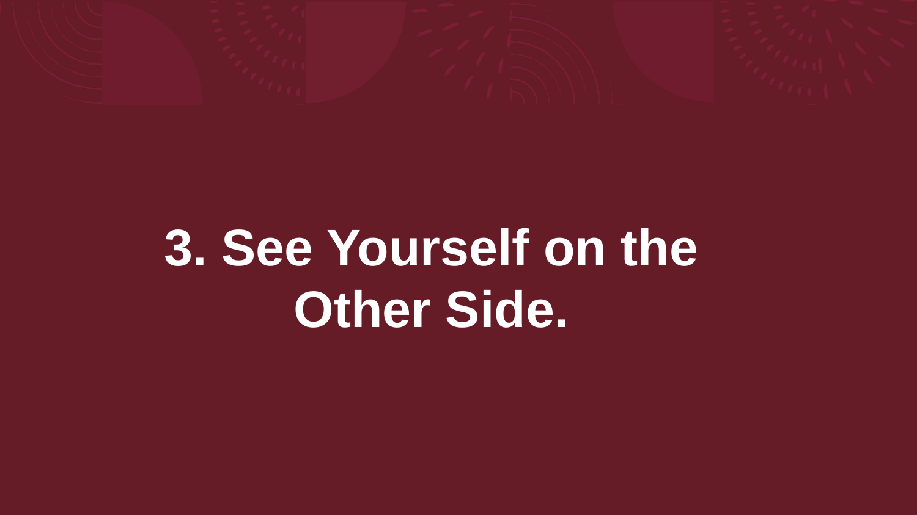# 3. See Yourself on the Other Side.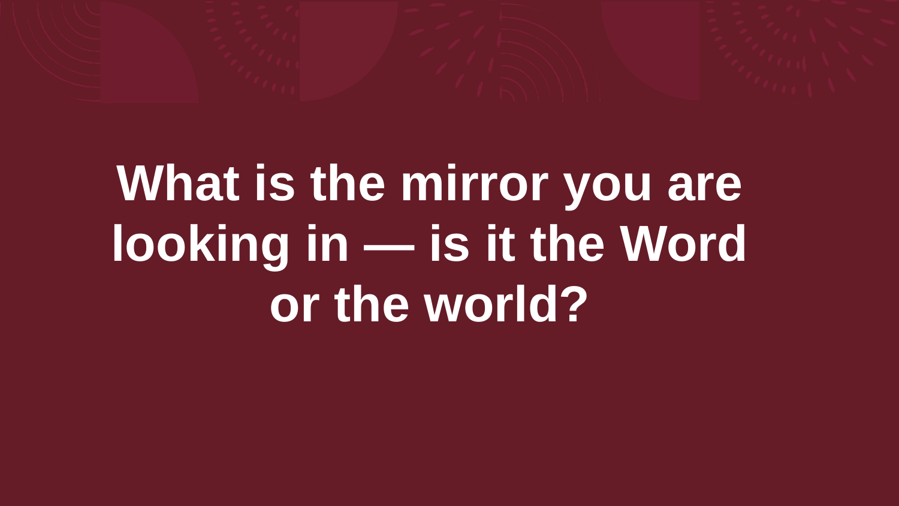# What is the mirror you are looking in — is it the Word or the world?